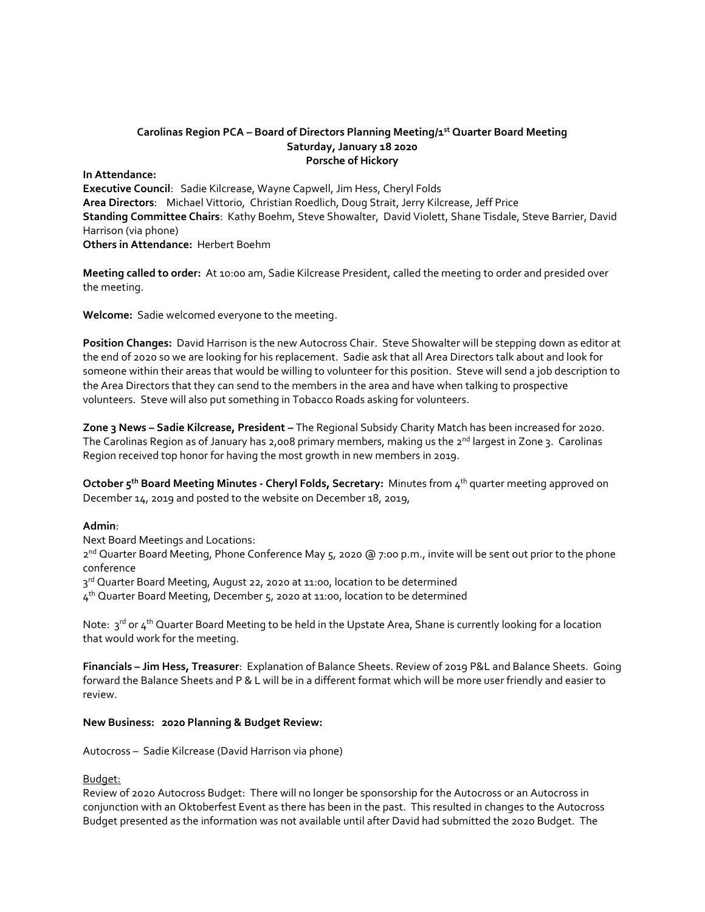**Carolinas Region PCA – Board of Directors Planning Meeting/1st Quarter Board Meeting**
**Saturday, January 18 2020**
**Porsche of Hickory**

**In Attendance:**
**Executive Council**: Sadie Kilcrease, Wayne Capwell, Jim Hess, Cheryl Folds
**Area Directors**: Michael Vittorio, Christian Roedlich, Doug Strait, Jerry Kilcrease, Jeff Price
**Standing Committee Chairs**: Kathy Boehm, Steve Showalter, David Violett, Shane Tisdale, Steve Barrier, David Harrison (via phone)
**Others in Attendance:** Herbert Boehm

**Meeting called to order:** At 10:00 am, Sadie Kilcrease President, called the meeting to order and presided over the meeting.

**Welcome:** Sadie welcomed everyone to the meeting.

**Position Changes:** David Harrison is the new Autocross Chair. Steve Showalter will be stepping down as editor at the end of 2020 so we are looking for his replacement. Sadie ask that all Area Directors talk about and look for someone within their areas that would be willing to volunteer for this position. Steve will send a job description to the Area Directors that they can send to the members in the area and have when talking to prospective volunteers. Steve will also put something in Tobacco Roads asking for volunteers.

**Zone 3 News – Sadie Kilcrease, President –** The Regional Subsidy Charity Match has been increased for 2020. The Carolinas Region as of January has 2,008 primary members, making us the 2nd largest in Zone 3. Carolinas Region received top honor for having the most growth in new members in 2019.

**October 5th Board Meeting Minutes - Cheryl Folds, Secretary:** Minutes from 4th quarter meeting approved on December 14, 2019 and posted to the website on December 18, 2019,

**Admin**:
Next Board Meetings and Locations:
2nd Quarter Board Meeting, Phone Conference May 5, 2020 @ 7:00 p.m., invite will be sent out prior to the phone conference
3rd Quarter Board Meeting, August 22, 2020 at 11:00, location to be determined
4th Quarter Board Meeting, December 5, 2020 at 11:00, location to be determined

Note: 3rd or 4th Quarter Board Meeting to be held in the Upstate Area, Shane is currently looking for a location that would work for the meeting.

**Financials – Jim Hess, Treasurer**: Explanation of Balance Sheets. Review of 2019 P&L and Balance Sheets. Going forward the Balance Sheets and P & L will be in a different format which will be more user friendly and easier to review.

**New Business: 2020 Planning & Budget Review:**

Autocross – Sadie Kilcrease (David Harrison via phone)

Budget:
Review of 2020 Autocross Budget: There will no longer be sponsorship for the Autocross or an Autocross in conjunction with an Oktoberfest Event as there has been in the past. This resulted in changes to the Autocross Budget presented as the information was not available until after David had submitted the 2020 Budget. The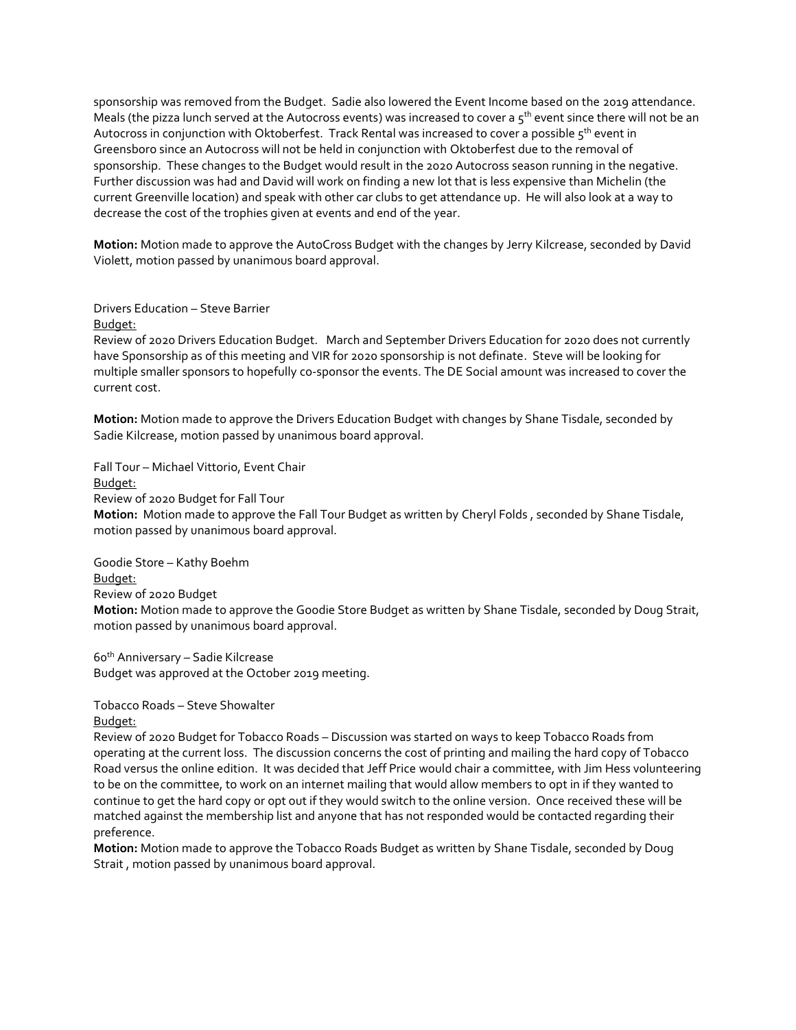sponsorship was removed from the Budget. Sadie also lowered the Event Income based on the 2019 attendance. Meals (the pizza lunch served at the Autocross events) was increased to cover a 5th event since there will not be an Autocross in conjunction with Oktoberfest. Track Rental was increased to cover a possible 5th event in Greensboro since an Autocross will not be held in conjunction with Oktoberfest due to the removal of sponsorship. These changes to the Budget would result in the 2020 Autocross season running in the negative. Further discussion was had and David will work on finding a new lot that is less expensive than Michelin (the current Greenville location) and speak with other car clubs to get attendance up. He will also look at a way to decrease the cost of the trophies given at events and end of the year.

**Motion:** Motion made to approve the AutoCross Budget with the changes by Jerry Kilcrease, seconded by David Violett, motion passed by unanimous board approval.

Drivers Education – Steve Barrier

Budget:

Review of 2020 Drivers Education Budget. March and September Drivers Education for 2020 does not currently have Sponsorship as of this meeting and VIR for 2020 sponsorship is not definate. Steve will be looking for multiple smaller sponsors to hopefully co-sponsor the events. The DE Social amount was increased to cover the current cost.

**Motion:** Motion made to approve the Drivers Education Budget with changes by Shane Tisdale, seconded by Sadie Kilcrease, motion passed by unanimous board approval.

Fall Tour – Michael Vittorio, Event Chair

Budget:

Review of 2020 Budget for Fall Tour

**Motion:** Motion made to approve the Fall Tour Budget as written by Cheryl Folds , seconded by Shane Tisdale, motion passed by unanimous board approval.

Goodie Store – Kathy Boehm

Budget:

Review of 2020 Budget

**Motion:** Motion made to approve the Goodie Store Budget as written by Shane Tisdale, seconded by Doug Strait, motion passed by unanimous board approval.

60th Anniversary – Sadie Kilcrease

Budget was approved at the October 2019 meeting.

Tobacco Roads – Steve Showalter

Budget:

Review of 2020 Budget for Tobacco Roads – Discussion was started on ways to keep Tobacco Roads from operating at the current loss. The discussion concerns the cost of printing and mailing the hard copy of Tobacco Road versus the online edition. It was decided that Jeff Price would chair a committee, with Jim Hess volunteering to be on the committee, to work on an internet mailing that would allow members to opt in if they wanted to continue to get the hard copy or opt out if they would switch to the online version. Once received these will be matched against the membership list and anyone that has not responded would be contacted regarding their preference.

**Motion:** Motion made to approve the Tobacco Roads Budget as written by Shane Tisdale, seconded by Doug Strait , motion passed by unanimous board approval.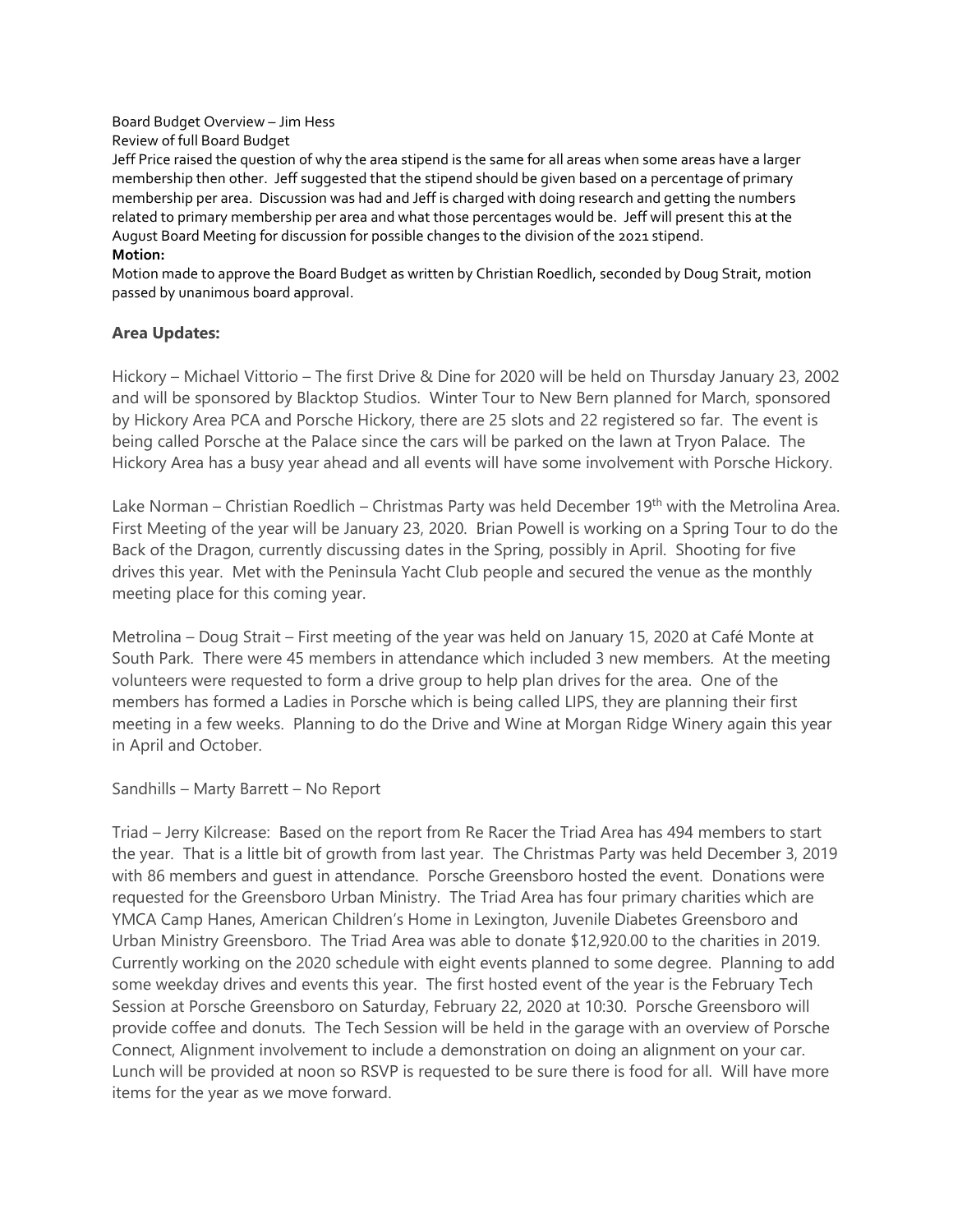Board Budget Overview – Jim Hess

Review of full Board Budget

Jeff Price raised the question of why the area stipend is the same for all areas when some areas have a larger membership then other. Jeff suggested that the stipend should be given based on a percentage of primary membership per area. Discussion was had and Jeff is charged with doing research and getting the numbers related to primary membership per area and what those percentages would be. Jeff will present this at the August Board Meeting for discussion for possible changes to the division of the 2021 stipend.

**Motion:**

Motion made to approve the Board Budget as written by Christian Roedlich, seconded by Doug Strait, motion passed by unanimous board approval.

### Area Updates:

Hickory – Michael Vittorio – The first Drive & Dine for 2020 will be held on Thursday January 23, 2002 and will be sponsored by Blacktop Studios. Winter Tour to New Bern planned for March, sponsored by Hickory Area PCA and Porsche Hickory, there are 25 slots and 22 registered so far. The event is being called Porsche at the Palace since the cars will be parked on the lawn at Tryon Palace. The Hickory Area has a busy year ahead and all events will have some involvement with Porsche Hickory.

Lake Norman – Christian Roedlich – Christmas Party was held December 19th with the Metrolina Area. First Meeting of the year will be January 23, 2020. Brian Powell is working on a Spring Tour to do the Back of the Dragon, currently discussing dates in the Spring, possibly in April. Shooting for five drives this year. Met with the Peninsula Yacht Club people and secured the venue as the monthly meeting place for this coming year.

Metrolina – Doug Strait – First meeting of the year was held on January 15, 2020 at Café Monte at South Park. There were 45 members in attendance which included 3 new members. At the meeting volunteers were requested to form a drive group to help plan drives for the area. One of the members has formed a Ladies in Porsche which is being called LIPS, they are planning their first meeting in a few weeks. Planning to do the Drive and Wine at Morgan Ridge Winery again this year in April and October.

Sandhills – Marty Barrett – No Report

Triad – Jerry Kilcrease: Based on the report from Re Racer the Triad Area has 494 members to start the year. That is a little bit of growth from last year. The Christmas Party was held December 3, 2019 with 86 members and guest in attendance. Porsche Greensboro hosted the event. Donations were requested for the Greensboro Urban Ministry. The Triad Area has four primary charities which are YMCA Camp Hanes, American Children's Home in Lexington, Juvenile Diabetes Greensboro and Urban Ministry Greensboro. The Triad Area was able to donate $12,920.00 to the charities in 2019. Currently working on the 2020 schedule with eight events planned to some degree. Planning to add some weekday drives and events this year. The first hosted event of the year is the February Tech Session at Porsche Greensboro on Saturday, February 22, 2020 at 10:30. Porsche Greensboro will provide coffee and donuts. The Tech Session will be held in the garage with an overview of Porsche Connect, Alignment involvement to include a demonstration on doing an alignment on your car. Lunch will be provided at noon so RSVP is requested to be sure there is food for all. Will have more items for the year as we move forward.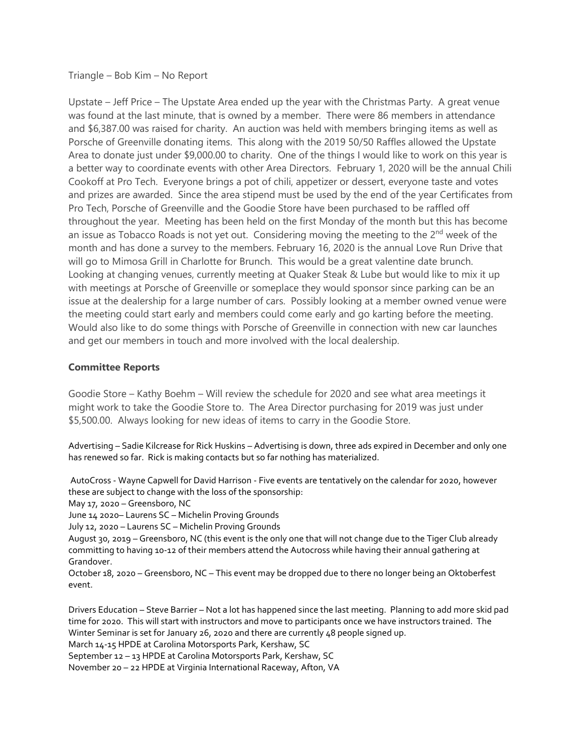Triangle – Bob Kim – No Report

Upstate – Jeff Price – The Upstate Area ended up the year with the Christmas Party. A great venue was found at the last minute, that is owned by a member. There were 86 members in attendance and $6,387.00 was raised for charity. An auction was held with members bringing items as well as Porsche of Greenville donating items. This along with the 2019 50/50 Raffles allowed the Upstate Area to donate just under $9,000.00 to charity. One of the things I would like to work on this year is a better way to coordinate events with other Area Directors. February 1, 2020 will be the annual Chili Cookoff at Pro Tech. Everyone brings a pot of chili, appetizer or dessert, everyone taste and votes and prizes are awarded. Since the area stipend must be used by the end of the year Certificates from Pro Tech, Porsche of Greenville and the Goodie Store have been purchased to be raffled off throughout the year. Meeting has been held on the first Monday of the month but this has become an issue as Tobacco Roads is not yet out. Considering moving the meeting to the 2nd week of the month and has done a survey to the members. February 16, 2020 is the annual Love Run Drive that will go to Mimosa Grill in Charlotte for Brunch. This would be a great valentine date brunch. Looking at changing venues, currently meeting at Quaker Steak & Lube but would like to mix it up with meetings at Porsche of Greenville or someplace they would sponsor since parking can be an issue at the dealership for a large number of cars. Possibly looking at a member owned venue were the meeting could start early and members could come early and go karting before the meeting. Would also like to do some things with Porsche of Greenville in connection with new car launches and get our members in touch and more involved with the local dealership.

**Committee Reports**

Goodie Store – Kathy Boehm – Will review the schedule for 2020 and see what area meetings it might work to take the Goodie Store to. The Area Director purchasing for 2019 was just under $5,500.00. Always looking for new ideas of items to carry in the Goodie Store.

Advertising – Sadie Kilcrease for Rick Huskins – Advertising is down, three ads expired in December and only one has renewed so far. Rick is making contacts but so far nothing has materialized.

AutoCross - Wayne Capwell for David Harrison - Five events are tentatively on the calendar for 2020, however these are subject to change with the loss of the sponsorship:
May 17, 2020 – Greensboro, NC
June 14 2020– Laurens SC – Michelin Proving Grounds
July 12, 2020 – Laurens SC – Michelin Proving Grounds
August 30, 2019 – Greensboro, NC (this event is the only one that will not change due to the Tiger Club already committing to having 10-12 of their members attend the Autocross while having their annual gathering at Grandover.
October 18, 2020 – Greensboro, NC – This event may be dropped due to there no longer being an Oktoberfest event.

Drivers Education – Steve Barrier – Not a lot has happened since the last meeting. Planning to add more skid pad time for 2020. This will start with instructors and move to participants once we have instructors trained. The Winter Seminar is set for January 26, 2020 and there are currently 48 people signed up.
March 14-15 HPDE at Carolina Motorsports Park, Kershaw, SC
September 12 – 13 HPDE at Carolina Motorsports Park, Kershaw, SC
November 20 – 22 HPDE at Virginia International Raceway, Afton, VA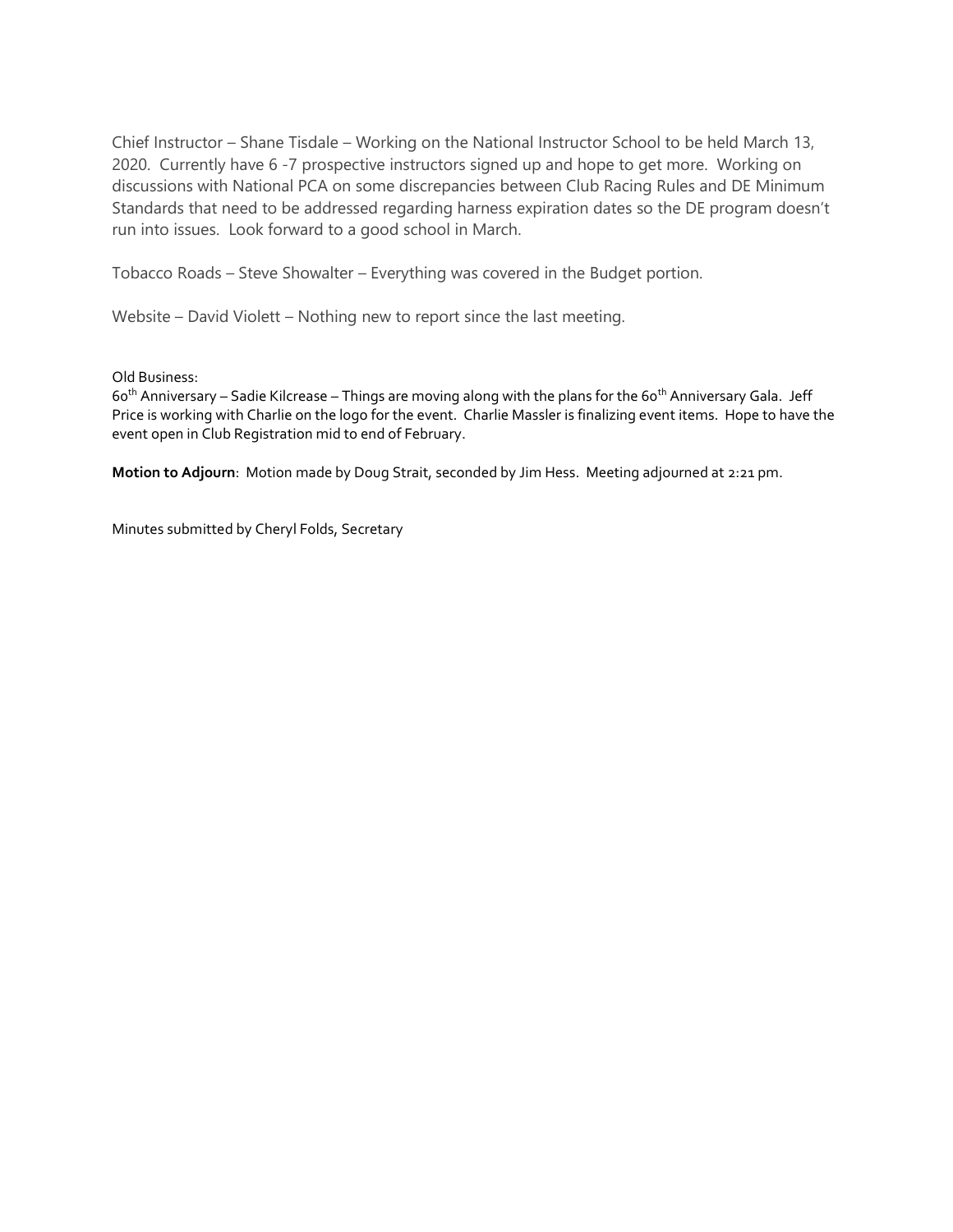Chief Instructor – Shane Tisdale – Working on the National Instructor School to be held March 13, 2020. Currently have 6 -7 prospective instructors signed up and hope to get more. Working on discussions with National PCA on some discrepancies between Club Racing Rules and DE Minimum Standards that need to be addressed regarding harness expiration dates so the DE program doesn't run into issues. Look forward to a good school in March.

Tobacco Roads – Steve Showalter – Everything was covered in the Budget portion.

Website – David Violett – Nothing new to report since the last meeting.

Old Business:
60th Anniversary – Sadie Kilcrease – Things are moving along with the plans for the 60th Anniversary Gala. Jeff Price is working with Charlie on the logo for the event. Charlie Massler is finalizing event items. Hope to have the event open in Club Registration mid to end of February.

**Motion to Adjourn**: Motion made by Doug Strait, seconded by Jim Hess. Meeting adjourned at 2:21 pm.

Minutes submitted by Cheryl Folds, Secretary